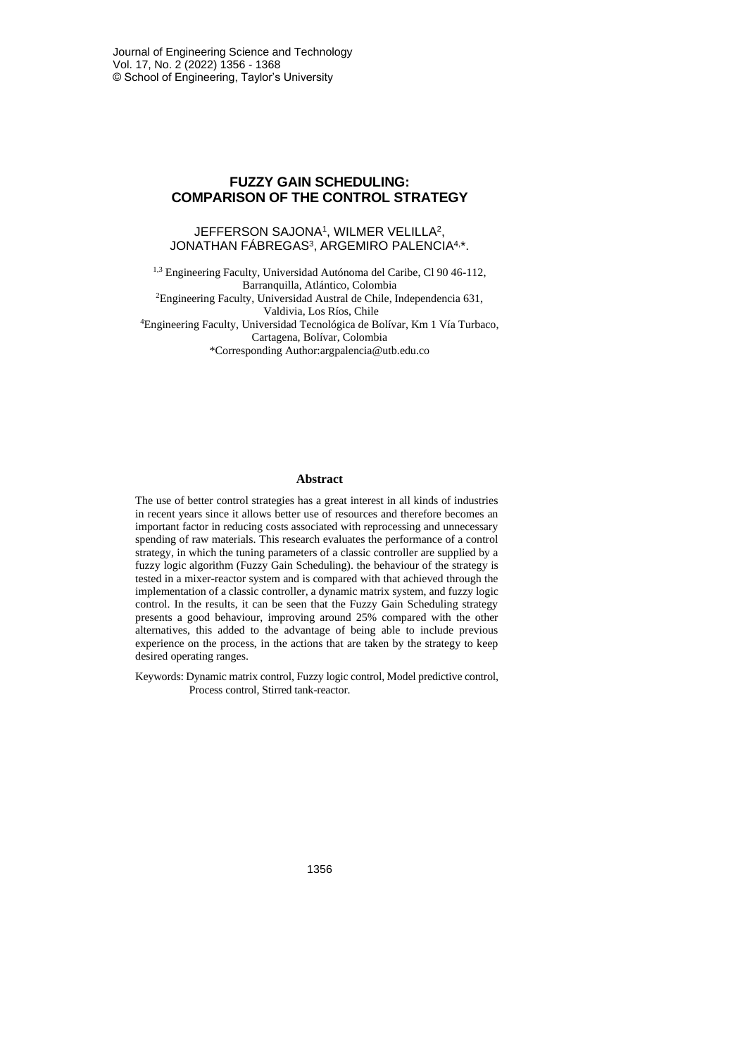# FUZZY GAIN SCHEDULING: COMPARISON OF THE CONTROL STRATEGY

JEFFERSON SAJONA[1], WILMER VELILLA[2], JONATHAN FÁBREGAS[3], ARGEMIRO PALENCIA[4,*].

[1,3] Engineering Faculty, Universidad Autónoma del Caribe, Cl 90 46-112, Barranquilla, Atlántico, Colombia
[2]Engineering Faculty, Universidad Austral de Chile, Independencia 631, Valdivia, Los Ríos, Chile
[4]Engineering Faculty, Universidad Tecnológica de Bolívar, Km 1 Vía Turbaco, Cartagena, Bolívar, Colombia
*Corresponding Author:argpalencia@utb.edu.co

## Abstract

The use of better control strategies has a great interest in all kinds of industries in recent years since it allows better use of resources and therefore becomes an important factor in reducing costs associated with reprocessing and unnecessary spending of raw materials. This research evaluates the performance of a control strategy, in which the tuning parameters of a classic controller are supplied by a fuzzy logic algorithm (Fuzzy Gain Scheduling). the behaviour of the strategy is tested in a mixer-reactor system and is compared with that achieved through the implementation of a classic controller, a dynamic matrix system, and fuzzy logic control. In the results, it can be seen that the Fuzzy Gain Scheduling strategy presents a good behaviour, improving around 25% compared with the other alternatives, this added to the advantage of being able to include previous experience on the process, in the actions that are taken by the strategy to keep desired operating ranges.

Keywords: Dynamic matrix control, Fuzzy logic control, Model predictive control, Process control, Stirred tank-reactor.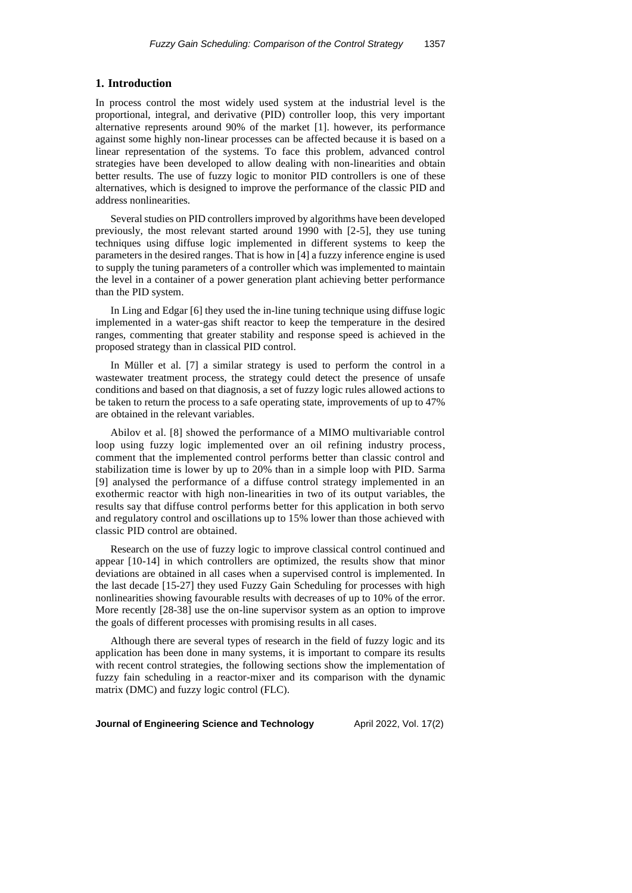## 1. Introduction

In process control the most widely used system at the industrial level is the proportional, integral, and derivative (PID) controller loop, this very important alternative represents around 90% of the market [1]. however, its performance against some highly non-linear processes can be affected because it is based on a linear representation of the systems. To face this problem, advanced control strategies have been developed to allow dealing with non-linearities and obtain better results. The use of fuzzy logic to monitor PID controllers is one of these alternatives, which is designed to improve the performance of the classic PID and address nonlinearities.

Several studies on PID controllers improved by algorithms have been developed previously, the most relevant started around 1990 with [2-5], they use tuning techniques using diffuse logic implemented in different systems to keep the parameters in the desired ranges. That is how in [4] a fuzzy inference engine is used to supply the tuning parameters of a controller which was implemented to maintain the level in a container of a power generation plant achieving better performance than the PID system.

In Ling and Edgar [6] they used the in-line tuning technique using diffuse logic implemented in a water-gas shift reactor to keep the temperature in the desired ranges, commenting that greater stability and response speed is achieved in the proposed strategy than in classical PID control.

In Müller et al. [7] a similar strategy is used to perform the control in a wastewater treatment process, the strategy could detect the presence of unsafe conditions and based on that diagnosis, a set of fuzzy logic rules allowed actions to be taken to return the process to a safe operating state, improvements of up to 47% are obtained in the relevant variables.

Abilov et al. [8] showed the performance of a MIMO multivariable control loop using fuzzy logic implemented over an oil refining industry process, comment that the implemented control performs better than classic control and stabilization time is lower by up to 20% than in a simple loop with PID. Sarma [9] analysed the performance of a diffuse control strategy implemented in an exothermic reactor with high non-linearities in two of its output variables, the results say that diffuse control performs better for this application in both servo and regulatory control and oscillations up to 15% lower than those achieved with classic PID control are obtained.

Research on the use of fuzzy logic to improve classical control continued and appear [10-14] in which controllers are optimized, the results show that minor deviations are obtained in all cases when a supervised control is implemented. In the last decade [15-27] they used Fuzzy Gain Scheduling for processes with high nonlinearities showing favourable results with decreases of up to 10% of the error. More recently [28-38] use the on-line supervisor system as an option to improve the goals of different processes with promising results in all cases.

Although there are several types of research in the field of fuzzy logic and its application has been done in many systems, it is important to compare its results with recent control strategies, the following sections show the implementation of fuzzy fain scheduling in a reactor-mixer and its comparison with the dynamic matrix (DMC) and fuzzy logic control (FLC).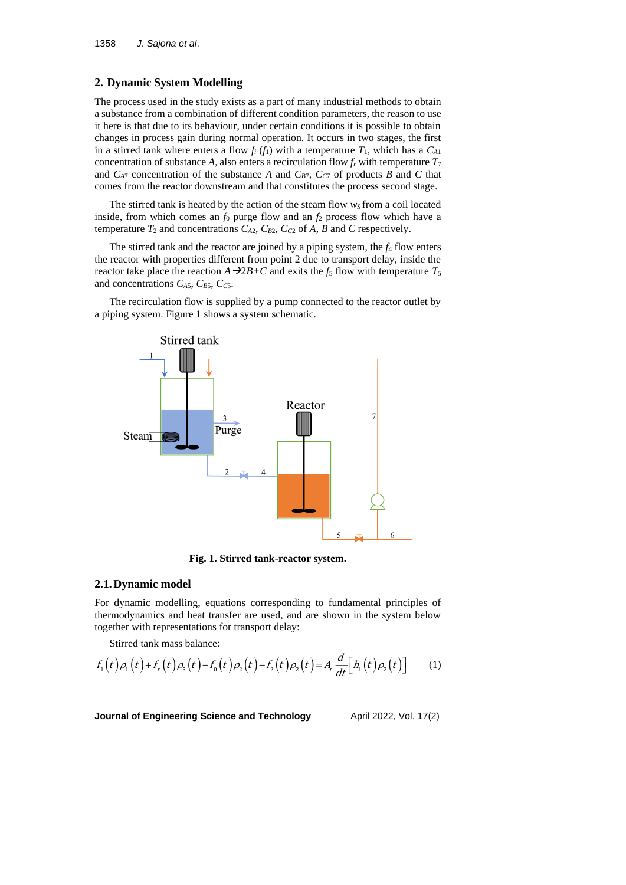## 2. Dynamic System Modelling

The process used in the study exists as a part of many industrial methods to obtain a substance from a combination of different condition parameters, the reason to use it here is that due to its behaviour, under certain conditions it is possible to obtain changes in process gain during normal operation. It occurs in two stages, the first in a stirred tank where enters a flow $f_i$ ($f_1$) with a temperature $T_1$, which has a $C_{A1}$ concentration of substance $A$, also enters a recirculation flow $f_r$ with temperature $T_7$ and $C_{A7}$ concentration of the substance $A$ and $C_{B7}$, $C_{C7}$ of products $B$ and $C$ that comes from the reactor downstream and that constitutes the process second stage.

The stirred tank is heated by the action of the steam flow $w_S$ from a coil located inside, from which comes an $f_0$ purge flow and an $f_2$ process flow which have a temperature $T_2$ and concentrations $C_{A2}$, $C_{B2}$, $C_{C2}$ of $A$, $B$ and $C$ respectively.

The stirred tank and the reactor are joined by a piping system, the $f_4$ flow enters the reactor with properties different from point 2 due to transport delay, inside the reactor take place the reaction $A \rightarrow 2B+C$ and exits the $f_5$ flow with temperature $T_5$ and concentrations $C_{A5}$, $C_{B5}$, $C_{C5}$.

The recirculation flow is supplied by a pump connected to the reactor outlet by a piping system. Figure 1 shows a system schematic.

**Fig. 1. Stirred tank-reactor system.**

### 2.1. Dynamic model

For dynamic modelling, equations corresponding to fundamental principles of thermodynamics and heat transfer are used, and are shown in the system below together with representations for transport delay:

Stirred tank mass balance:

$$f_1(t)\rho_1(t)+f_r(t)\rho_5(t)-f_0(t)\rho_2(t)-f_2(t)\rho_2(t)=A_t\frac{d}{dt}\left[h_1(t)\rho_2(t)\right] \quad (1)$$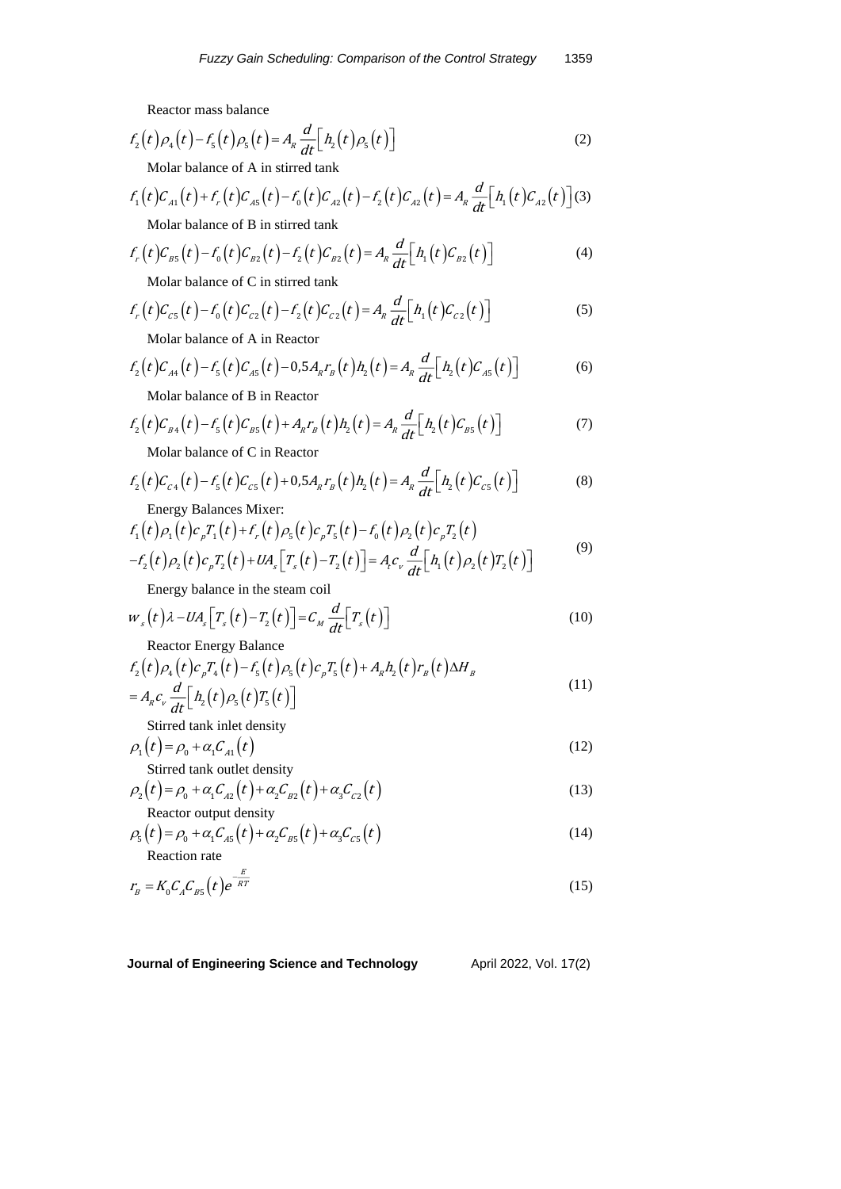Reactor mass balance

$$f_2(t)\rho_4(t) - f_5(t)\rho_5(t) = A_R \frac{d}{dt}\left[h_2(t)\rho_5(t)\right] \tag{2}$$

Molar balance of A in stirred tank

$$f_1(t)C_{A1}(t) + f_r(t)C_{A5}(t) - f_0(t)C_{A2}(t) - f_2(t)C_{A2}(t) = A_R \frac{d}{dt}\left[h_1(t)C_{A2}(t)\right] \tag{3}$$

Molar balance of B in stirred tank

$$f_r(t)C_{B5}(t) - f_0(t)C_{B2}(t) - f_2(t)C_{B2}(t) = A_R \frac{d}{dt}\left[h_1(t)C_{B2}(t)\right] \tag{4}$$

Molar balance of C in stirred tank

$$f_r(t)C_{C5}(t) - f_0(t)C_{C2}(t) - f_2(t)C_{C2}(t) = A_R \frac{d}{dt}\left[h_1(t)C_{C2}(t)\right] \tag{5}$$

Molar balance of A in Reactor

$$f_2(t)C_{A4}(t) - f_5(t)C_{A5}(t) - 0{,}5A_R r_B(t)h_2(t) = A_R \frac{d}{dt}\left[h_2(t)C_{A5}(t)\right] \tag{6}$$

Molar balance of B in Reactor

$$f_2(t)C_{B4}(t) - f_5(t)C_{B5}(t) + A_R r_B(t)h_2(t) = A_R \frac{d}{dt}\left[h_2(t)C_{B5}(t)\right] \tag{7}$$

Molar balance of C in Reactor

$$f_2(t)C_{C4}(t) - f_5(t)C_{C5}(t) + 0{,}5A_R r_B(t)h_2(t) = A_R \frac{d}{dt}\left[h_2(t)C_{C5}(t)\right] \tag{8}$$

Energy Balances Mixer:

$$\begin{aligned} &f_1(t)\rho_1(t)c_pT_1(t) + f_r(t)\rho_5(t)c_pT_5(t) - f_0(t)\rho_2(t)c_pT_2(t) \\ &- f_2(t)\rho_2(t)c_pT_2(t) + UA_s\left[T_s(t) - T_2(t)\right] = A_t c_v \frac{d}{dt}\left[h_1(t)\rho_2(t)T_2(t)\right] \end{aligned} \tag{9}$$

Energy balance in the steam coil

$$w_s(t)\lambda - UA_s\left[T_s(t) - T_2(t)\right] = C_M \frac{d}{dt}\left[T_s(t)\right] \tag{10}$$

Reactor Energy Balance

$$\begin{aligned} &f_2(t)\rho_4(t)c_pT_4(t) - f_5(t)\rho_5(t)c_pT_5(t) + A_R h_2(t) r_B(t)\Delta H_B \\ &= A_R c_v \frac{d}{dt}\left[h_2(t)\rho_5(t)T_5(t)\right] \end{aligned} \tag{11}$$

Stirred tank inlet density

$$\rho_1(t) = \rho_0 + \alpha_1 C_{A1}(t) \tag{12}$$

Stirred tank outlet density

$$\rho_2(t) = \rho_0 + \alpha_1 C_{A2}(t) + \alpha_2 C_{B2}(t) + \alpha_3 C_{C2}(t) \tag{13}$$

Reactor output density

$$\rho_5(t) = \rho_0 + \alpha_1 C_{A5}(t) + \alpha_2 C_{B5}(t) + \alpha_3 C_{C5}(t) \tag{14}$$

Reaction rate

$$r_B = K_0 C_A C_{B5}(t) e^{-\frac{E}{RT}} \tag{15}$$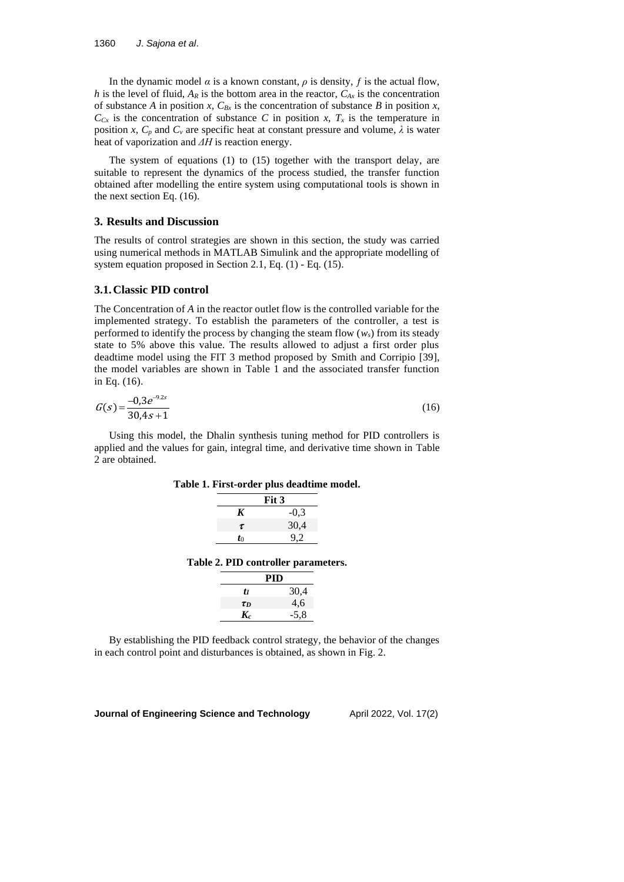In the dynamic model $\alpha$ is a known constant, $\rho$ is density, $f$ is the actual flow, $h$ is the level of fluid, $A_R$ is the bottom area in the reactor, $C_{Ax}$ is the concentration of substance $A$ in position $x$, $C_{Bx}$ is the concentration of substance $B$ in position $x$, $C_{Cx}$ is the concentration of substance $C$ in position $x$, $T_x$ is the temperature in position $x$, $C_p$ and $C_v$ are specific heat at constant pressure and volume, $\lambda$ is water heat of vaporization and $\Delta H$ is reaction energy.

The system of equations (1) to (15) together with the transport delay, are suitable to represent the dynamics of the process studied, the transfer function obtained after modelling the entire system using computational tools is shown in the next section Eq. (16).

## 3. Results and Discussion

The results of control strategies are shown in this section, the study was carried using numerical methods in MATLAB Simulink and the appropriate modelling of system equation proposed in Section 2.1, Eq. (1) - Eq. (15).

### 3.1. Classic PID control

The Concentration of *A* in the reactor outlet flow is the controlled variable for the implemented strategy. To establish the parameters of the controller, a test is performed to identify the process by changing the steam flow ($w_s$) from its steady state to 5% above this value. The results allowed to adjust a first order plus deadtime model using the FIT 3 method proposed by Smith and Corripio [39], the model variables are shown in Table 1 and the associated transfer function in Eq. (16).

$$G(s) = \frac{-0{,}3e^{-9.2s}}{30{,}4s + 1} \tag{16}$$

Using this model, the Dhalin synthesis tuning method for PID controllers is applied and the values for gain, integral time, and derivative time shown in Table 2 are obtained.

**Table 1. First-order plus deadtime model.**

| | Fit 3 |
|---|---|
| $K$ | -0,3 |
| $\tau$ | 30,4 |
| $t_0$ | 9,2 |

**Table 2. PID controller parameters.**

| | PID |
|---|---|
| $t_I$ | 30,4 |
| $\tau_D$ | 4,6 |
| $K_c$ | -5,8 |

By establishing the PID feedback control strategy, the behavior of the changes in each control point and disturbances is obtained, as shown in Fig. 2.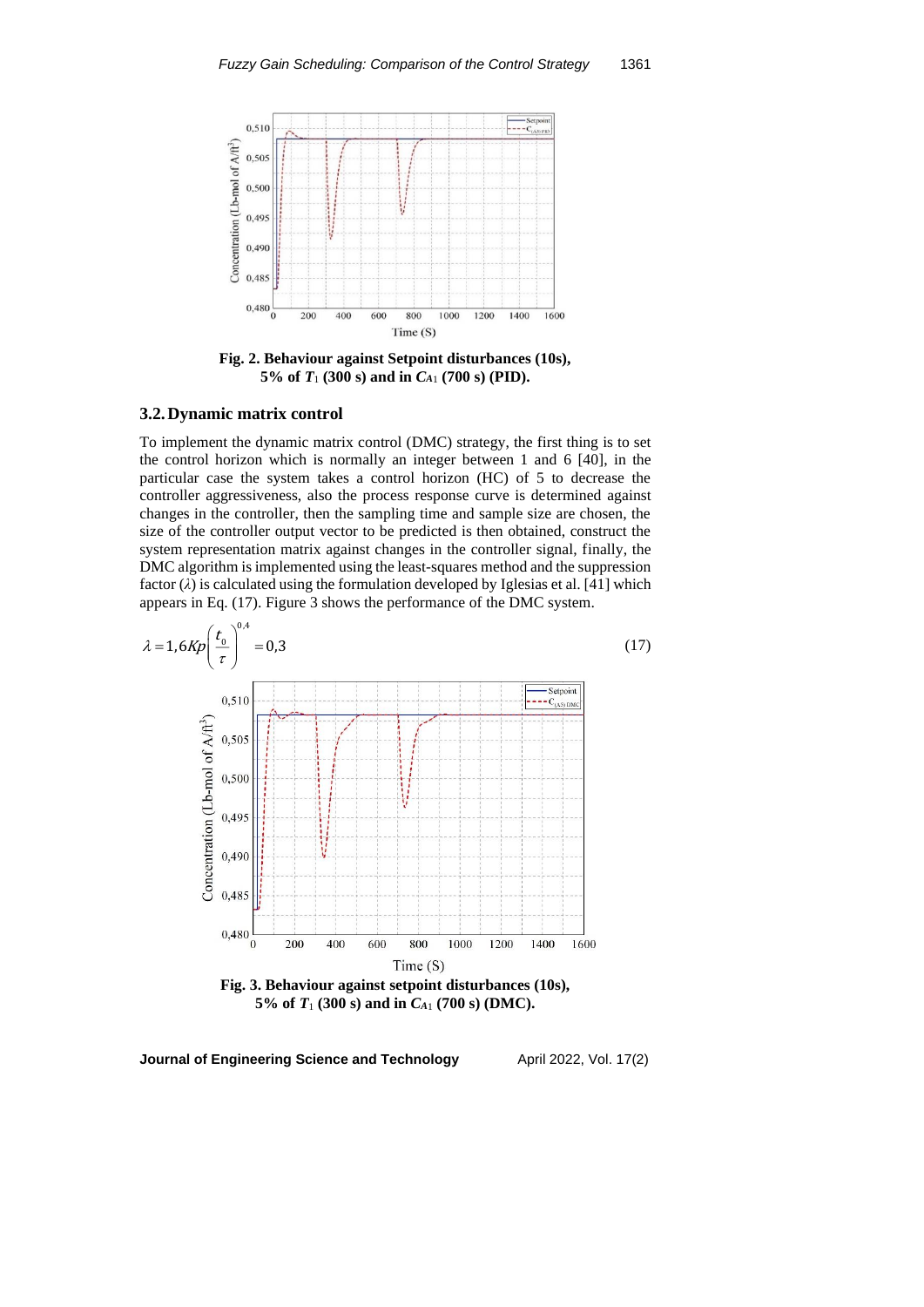Fig. 2. Behaviour against Setpoint disturbances (10s), 5% of $T_1$ (300 s) and in $C_{A1}$ (700 s) (PID).

### 3.2. Dynamic matrix control

To implement the dynamic matrix control (DMC) strategy, the first thing is to set the control horizon which is normally an integer between 1 and 6 [40], in the particular case the system takes a control horizon (HC) of 5 to decrease the controller aggressiveness, also the process response curve is determined against changes in the controller, then the sampling time and sample size are chosen, the size of the controller output vector to be predicted is then obtained, construct the system representation matrix against changes in the controller signal, finally, the DMC algorithm is implemented using the least-squares method and the suppression factor ($\lambda$) is calculated using the formulation developed by Iglesias et al. [41] which appears in Eq. (17). Figure 3 shows the performance of the DMC system.

$$\lambda = 1{,}6Kp\left(\frac{t_0}{\tau}\right)^{0{,}4} = 0{,}3 \tag{17}$$

Fig. 3. Behaviour against setpoint disturbances (10s), 5% of $T_1$ (300 s) and in $C_{A1}$ (700 s) (DMC).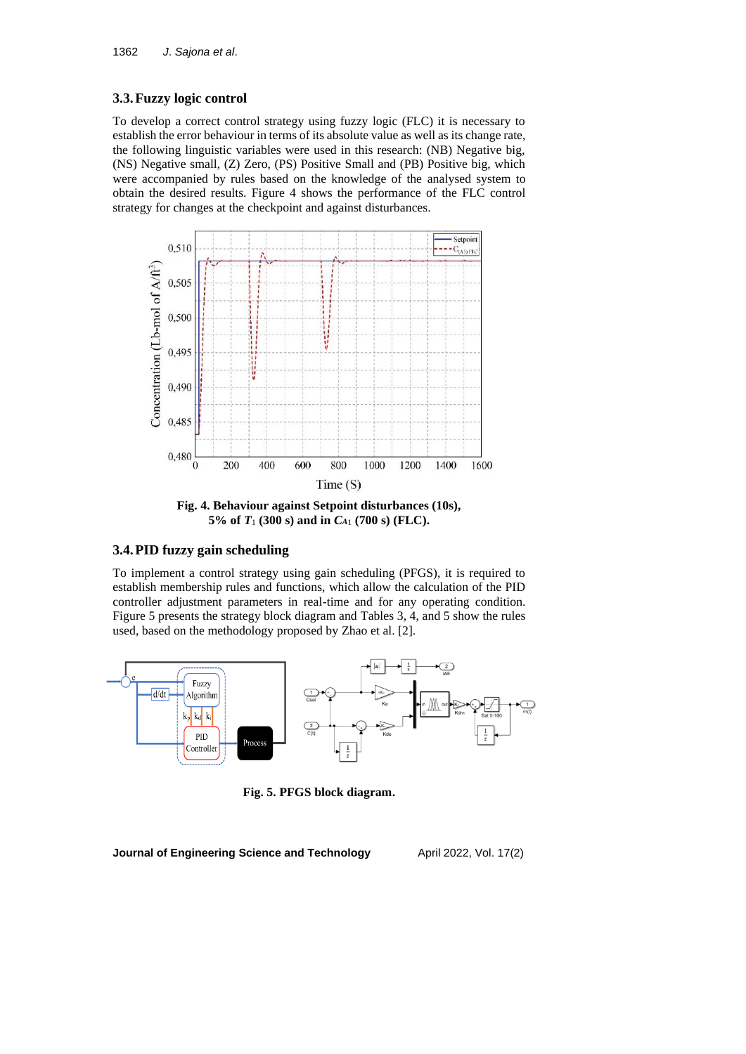### 3.3. Fuzzy logic control

To develop a correct control strategy using fuzzy logic (FLC) it is necessary to establish the error behaviour in terms of its absolute value as well as its change rate, the following linguistic variables were used in this research: (NB) Negative big, (NS) Negative small, (Z) Zero, (PS) Positive Small and (PB) Positive big, which were accompanied by rules based on the knowledge of the analysed system to obtain the desired results. Figure 4 shows the performance of the FLC control strategy for changes at the checkpoint and against disturbances.

**Fig. 4. Behaviour against Setpoint disturbances (10s), 5% of $T_1$ (300 s) and in $C_{A1}$ (700 s) (FLC).**

### 3.4. PID fuzzy gain scheduling

To implement a control strategy using gain scheduling (PFGS), it is required to establish membership rules and functions, which allow the calculation of the PID controller adjustment parameters in real-time and for any operating condition. Figure 5 presents the strategy block diagram and Tables 3, 4, and 5 show the rules used, based on the methodology proposed by Zhao et al. [2].

**Fig. 5. PFGS block diagram.**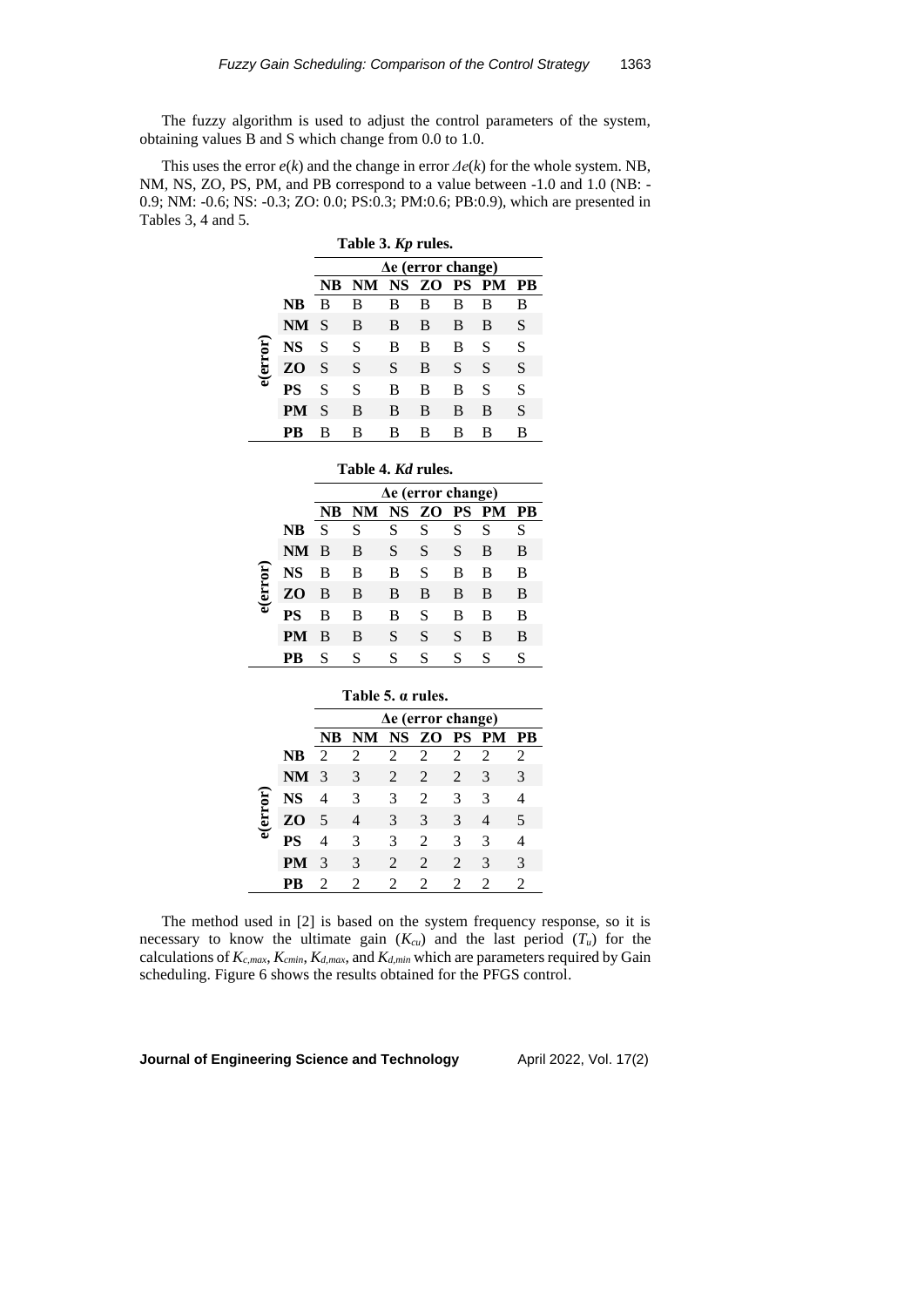The fuzzy algorithm is used to adjust the control parameters of the system, obtaining values B and S which change from 0.0 to 1.0.

This uses the error $e(k)$ and the change in error $\Delta e(k)$ for the whole system. NB, NM, NS, ZO, PS, PM, and PB correspond to a value between -1.0 and 1.0 (NB: -0.9; NM: -0.6; NS: -0.3; ZO: 0.0; PS:0.3; PM:0.6; PB:0.9), which are presented in Tables 3, 4 and 5.

**Table 3. *Kp* rules.**

| | | Δe (error change) | | | | | | |
|---|---|---|---|---|---|---|---|---|
| | | **NB** | **NM** | **NS** | **ZO** | **PS** | **PM** | **PB** |
| **e(error)** | **NB** | B | B | B | B | B | B | B |
| | **NM** | S | B | B | B | B | B | S |
| | **NS** | S | S | B | B | B | S | S |
| | **ZO** | S | S | S | B | S | S | S |
| | **PS** | S | S | B | B | B | S | S |
| | **PM** | S | B | B | B | B | B | S |
| | **PB** | B | B | B | B | B | B | B |

**Table 4. *Kd* rules.**

| | | Δe (error change) | | | | | | |
|---|---|---|---|---|---|---|---|---|
| | | **NB** | **NM** | **NS** | **ZO** | **PS** | **PM** | **PB** |
| **e(error)** | **NB** | S | S | S | S | S | S | S |
| | **NM** | B | B | S | S | S | B | B |
| | **NS** | B | B | B | S | B | B | B |
| | **ZO** | B | B | B | B | B | B | B |
| | **PS** | B | B | B | S | B | B | B |
| | **PM** | B | B | S | S | S | B | B |
| | **PB** | S | S | S | S | S | S | S |

**Table 5. α rules.**

| | | Δe (error change) | | | | | | |
|---|---|---|---|---|---|---|---|---|
| | | **NB** | **NM** | **NS** | **ZO** | **PS** | **PM** | **PB** |
| **e(error)** | **NB** | 2 | 2 | 2 | 2 | 2 | 2 | 2 |
| | **NM** | 3 | 3 | 2 | 2 | 2 | 3 | 3 |
| | **NS** | 4 | 3 | 3 | 2 | 3 | 3 | 4 |
| | **ZO** | 5 | 4 | 3 | 3 | 3 | 4 | 5 |
| | **PS** | 4 | 3 | 3 | 2 | 3 | 3 | 4 |
| | **PM** | 3 | 3 | 2 | 2 | 2 | 3 | 3 |
| | **PB** | 2 | 2 | 2 | 2 | 2 | 2 | 2 |

The method used in [2] is based on the system frequency response, so it is necessary to know the ultimate gain ($K_{cu}$) and the last period ($T_u$) for the calculations of $K_{c,max}$, $K_{cmin}$, $K_{d,max}$, and $K_{d,min}$ which are parameters required by Gain scheduling. Figure 6 shows the results obtained for the PFGS control.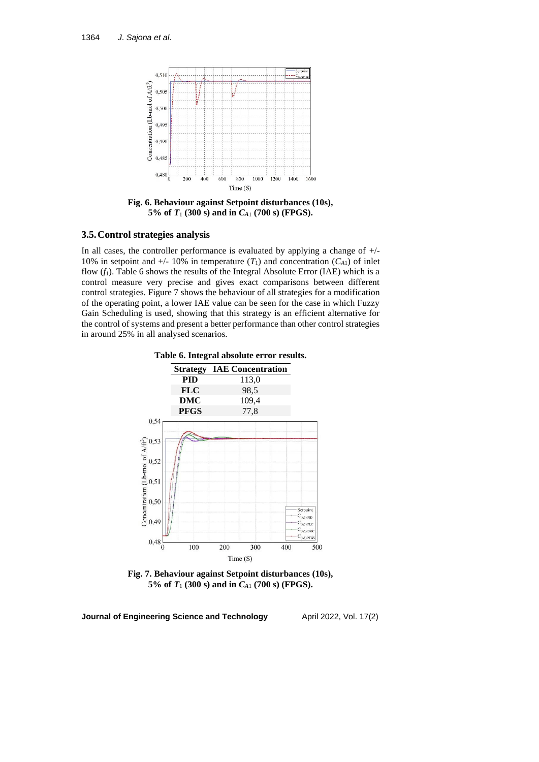Fig. 6. Behaviour against Setpoint disturbances (10s), 5% of $T_1$ (300 s) and in $C_{A1}$ (700 s) (FPGS).

### 3.5. Control strategies analysis

In all cases, the controller performance is evaluated by applying a change of +/- 10% in setpoint and +/- 10% in temperature ($T_1$) and concentration ($C_{A1}$) of inlet flow ($f_1$). Table 6 shows the results of the Integral Absolute Error (IAE) which is a control measure very precise and gives exact comparisons between different control strategies. Figure 7 shows the behaviour of all strategies for a modification of the operating point, a lower IAE value can be seen for the case in which Fuzzy Gain Scheduling is used, showing that this strategy is an efficient alternative for the control of systems and present a better performance than other control strategies in around 25% in all analysed scenarios.

**Table 6. Integral absolute error results.**

| Strategy | IAE Concentration |
|---|---|
| PID | 113,0 |
| FLC | 98,5 |
| DMC | 109,4 |
| PFGS | 77,8 |

Fig. 7. Behaviour against Setpoint disturbances (10s), 5% of $T_1$ (300 s) and in $C_{A1}$ (700 s) (FPGS).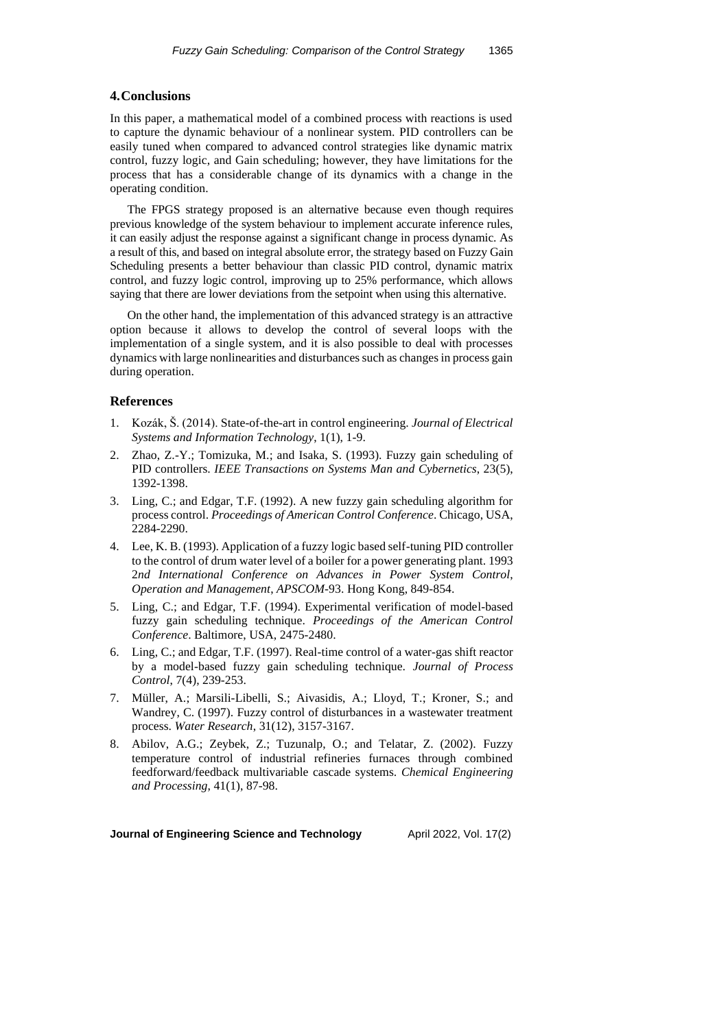## 4. Conclusions

In this paper, a mathematical model of a combined process with reactions is used to capture the dynamic behaviour of a nonlinear system. PID controllers can be easily tuned when compared to advanced control strategies like dynamic matrix control, fuzzy logic, and Gain scheduling; however, they have limitations for the process that has a considerable change of its dynamics with a change in the operating condition.

The FPGS strategy proposed is an alternative because even though requires previous knowledge of the system behaviour to implement accurate inference rules, it can easily adjust the response against a significant change in process dynamic. As a result of this, and based on integral absolute error, the strategy based on Fuzzy Gain Scheduling presents a better behaviour than classic PID control, dynamic matrix control, and fuzzy logic control, improving up to 25% performance, which allows saying that there are lower deviations from the setpoint when using this alternative.

On the other hand, the implementation of this advanced strategy is an attractive option because it allows to develop the control of several loops with the implementation of a single system, and it is also possible to deal with processes dynamics with large nonlinearities and disturbances such as changes in process gain during operation.

## References

1. Kozák, Š. (2014). State-of-the-art in control engineering. *Journal of Electrical Systems and Information Technology*, 1(1), 1-9.
2. Zhao, Z.-Y.; Tomizuka, M.; and Isaka, S. (1993). Fuzzy gain scheduling of PID controllers. *IEEE Transactions on Systems Man and Cybernetics*, 23(5), 1392-1398.
3. Ling, C.; and Edgar, T.F. (1992). A new fuzzy gain scheduling algorithm for process control. *Proceedings of American Control Conference*. Chicago, USA, 2284-2290.
4. Lee, K. B. (1993). Application of a fuzzy logic based self-tuning PID controller to the control of drum water level of a boiler for a power generating plant. 1993 2*nd International Conference on Advances in Power System Control, Operation and Management*, *APSCOM*-93. Hong Kong, 849-854.
5. Ling, C.; and Edgar, T.F. (1994). Experimental verification of model-based fuzzy gain scheduling technique. *Proceedings of the American Control Conference*. Baltimore, USA, 2475-2480.
6. Ling, C.; and Edgar, T.F. (1997). Real-time control of a water-gas shift reactor by a model-based fuzzy gain scheduling technique. *Journal of Process Control*, 7(4), 239-253.
7. Müller, A.; Marsili-Libelli, S.; Aivasidis, A.; Lloyd, T.; Kroner, S.; and Wandrey, C. (1997). Fuzzy control of disturbances in a wastewater treatment process. *Water Research*, 31(12), 3157-3167.
8. Abilov, A.G.; Zeybek, Z.; Tuzunalp, O.; and Telatar, Z. (2002). Fuzzy temperature control of industrial refineries furnaces through combined feedforward/feedback multivariable cascade systems. *Chemical Engineering and Processing*, 41(1), 87-98.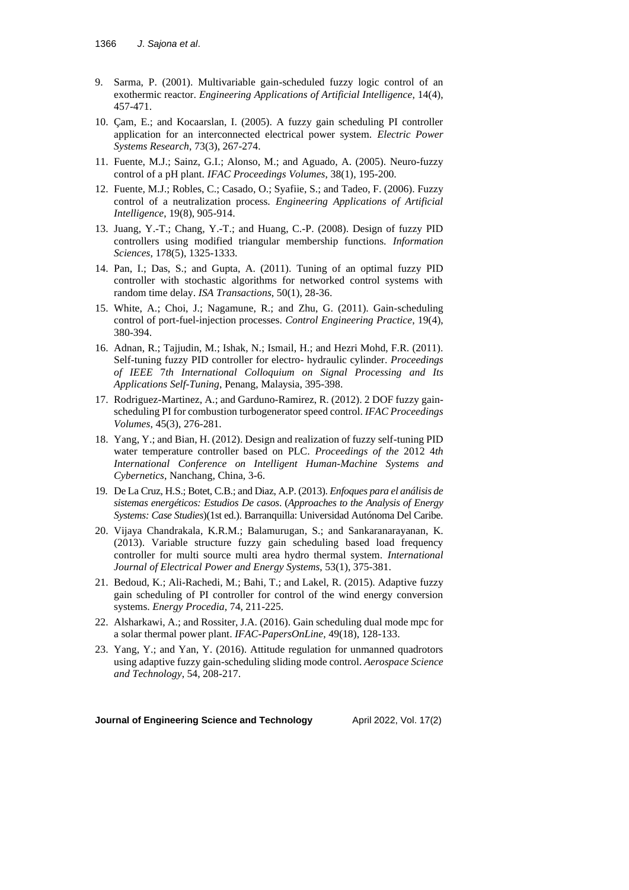9. Sarma, P. (2001). Multivariable gain-scheduled fuzzy logic control of an exothermic reactor. *Engineering Applications of Artificial Intelligence*, 14(4), 457-471.
10. Çam, E.; and Kocaarslan, I. (2005). A fuzzy gain scheduling PI controller application for an interconnected electrical power system. *Electric Power Systems Research*, 73(3), 267-274.
11. Fuente, M.J.; Sainz, G.I.; Alonso, M.; and Aguado, A. (2005). Neuro-fuzzy control of a pH plant. *IFAC Proceedings Volumes*, 38(1), 195-200.
12. Fuente, M.J.; Robles, C.; Casado, O.; Syafiie, S.; and Tadeo, F. (2006). Fuzzy control of a neutralization process. *Engineering Applications of Artificial Intelligence*, 19(8), 905-914.
13. Juang, Y.-T.; Chang, Y.-T.; and Huang, C.-P. (2008). Design of fuzzy PID controllers using modified triangular membership functions. *Information Sciences*, 178(5), 1325-1333.
14. Pan, I.; Das, S.; and Gupta, A. (2011). Tuning of an optimal fuzzy PID controller with stochastic algorithms for networked control systems with random time delay. *ISA Transactions*, 50(1), 28-36.
15. White, A.; Choi, J.; Nagamune, R.; and Zhu, G. (2011). Gain-scheduling control of port-fuel-injection processes. *Control Engineering Practice*, 19(4), 380-394.
16. Adnan, R.; Tajjudin, M.; Ishak, N.; Ismail, H.; and Hezri Mohd, F.R. (2011). Self-tuning fuzzy PID controller for electro- hydraulic cylinder. *Proceedings of IEEE 7th International Colloquium on Signal Processing and Its Applications Self-Tuning*, Penang, Malaysia, 395-398.
17. Rodriguez-Martinez, A.; and Garduno-Ramirez, R. (2012). 2 DOF fuzzy gain-scheduling PI for combustion turbogenerator speed control. *IFAC Proceedings Volumes*, 45(3), 276-281.
18. Yang, Y.; and Bian, H. (2012). Design and realization of fuzzy self-tuning PID water temperature controller based on PLC. *Proceedings of the 2012 4th International Conference on Intelligent Human-Machine Systems and Cybernetics*, Nanchang, China, 3-6.
19. De La Cruz, H.S.; Botet, C.B.; and Diaz, A.P. (2013). *Enfoques para el análisis de sistemas energéticos: Estudios De casos*. (*Approaches to the Analysis of Energy Systems: Case Studies*)(1st ed.). Barranquilla: Universidad Autónoma Del Caribe.
20. Vijaya Chandrakala, K.R.M.; Balamurugan, S.; and Sankaranarayanan, K. (2013). Variable structure fuzzy gain scheduling based load frequency controller for multi source multi area hydro thermal system. *International Journal of Electrical Power and Energy Systems*, 53(1), 375-381.
21. Bedoud, K.; Ali-Rachedi, M.; Bahi, T.; and Lakel, R. (2015). Adaptive fuzzy gain scheduling of PI controller for control of the wind energy conversion systems. *Energy Procedia*, 74, 211-225.
22. Alsharkawi, A.; and Rossiter, J.A. (2016). Gain scheduling dual mode mpc for a solar thermal power plant. *IFAC-PapersOnLine*, 49(18), 128-133.
23. Yang, Y.; and Yan, Y. (2016). Attitude regulation for unmanned quadrotors using adaptive fuzzy gain-scheduling sliding mode control. *Aerospace Science and Technology*, 54, 208-217.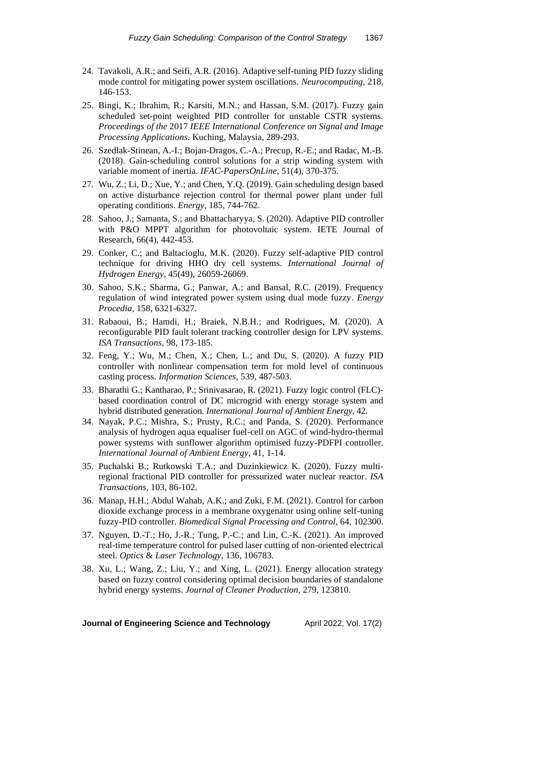24. Tavakoli, A.R.; and Seifi, A.R. (2016). Adaptive self-tuning PID fuzzy sliding mode control for mitigating power system oscillations. *Neurocomputing*, 218, 146-153.
25. Bingi, K.; Ibrahim, R.; Karsiti, M.N.; and Hassan, S.M. (2017). Fuzzy gain scheduled set-point weighted PID controller for unstable CSTR systems. *Proceedings of the* 2017 *IEEE International Conference on Signal and Image Processing Applications*. Kuching, Malaysia, 289-293.
26. Szedlak-Stinean, A.-I.; Bojan-Dragos, C.-A.; Precup, R.-E.; and Radac, M.-B. (2018). Gain-scheduling control solutions for a strip winding system with variable moment of inertia. *IFAC-PapersOnLine*, 51(4), 370-375.
27. Wu, Z.; Li, D.; Xue, Y.; and Chen, Y.Q. (2019). Gain scheduling design based on active disturbance rejection control for thermal power plant under full operating conditions. *Energy*, 185, 744-762.
28. Sahoo, J.; Samanta, S.; and Bhattacharyya, S. (2020). Adaptive PID controller with P&O MPPT algorithm for photovoltaic system. IETE Journal of Research, 66(4), 442-453.
29. Conker, C.; and Baltacioglu, M.K. (2020). Fuzzy self-adaptive PID control technique for driving HHO dry cell systems. *International Journal of Hydrogen Energy*, 45(49), 26059-26069.
30. Sahoo, S.K.; Sharma, G.; Panwar, A.; and Bansal, R.C. (2019). Frequency regulation of wind integrated power system using dual mode fuzzy. *Energy Procedia*, 158, 6321-6327.
31. Rabaoui, B.; Hamdi, H.; Braiek, N.B.H.; and Rodrigues, M. (2020). A reconfigurable PID fault tolerant tracking controller design for LPV systems. *ISA Transactions*, 98, 173-185.
32. Feng, Y.; Wu, M.; Chen, X.; Chen, L.; and Du, S. (2020). A fuzzy PID controller with nonlinear compensation term for mold level of continuous casting process. *Information Sciences*, 539, 487-503.
33. Bharathi G.; Kantharao, P.; Srinivasarao, R. (2021). Fuzzy logic control (FLC)-based coordination control of DC microgrid with energy storage system and hybrid distributed generation. *International Journal of Ambient Energy*, 42.
34. Nayak, P.C.; Mishra, S.; Prusty, R.C.; and Panda, S. (2020). Performance analysis of hydrogen aqua equaliser fuel-cell on AGC of wind-hydro-thermal power systems with sunflower algorithm optimised fuzzy-PDFPI controller. *International Journal of Ambient Energy*, 41, 1-14.
35. Puchalski B.; Rutkowski T.A.; and Duzinkiewicz K. (2020). Fuzzy multi-regional fractional PID controller for pressurized water nuclear reactor. *ISA Transactions*, 103, 86-102.
36. Manap, H.H.; Abdul Wahab, A.K.; and Zuki, F.M. (2021). Control for carbon dioxide exchange process in a membrane oxygenator using online self-tuning fuzzy-PID controller. *Biomedical Signal Processing and Control*, 64, 102300.
37. Nguyen, D.-T.; Ho, J.-R.; Tung, P.-C.; and Lin, C.-K. (2021). An improved real-time temperature control for pulsed laser cutting of non-oriented electrical steel. *Optics* & *Laser Technology*, 136, 106783.
38. Xu, L.; Wang, Z.; Liu, Y.; and Xing, L. (2021). Energy allocation strategy based on fuzzy control considering optimal decision boundaries of standalone hybrid energy systems. *Journal of Cleaner Production*, 279, 123810.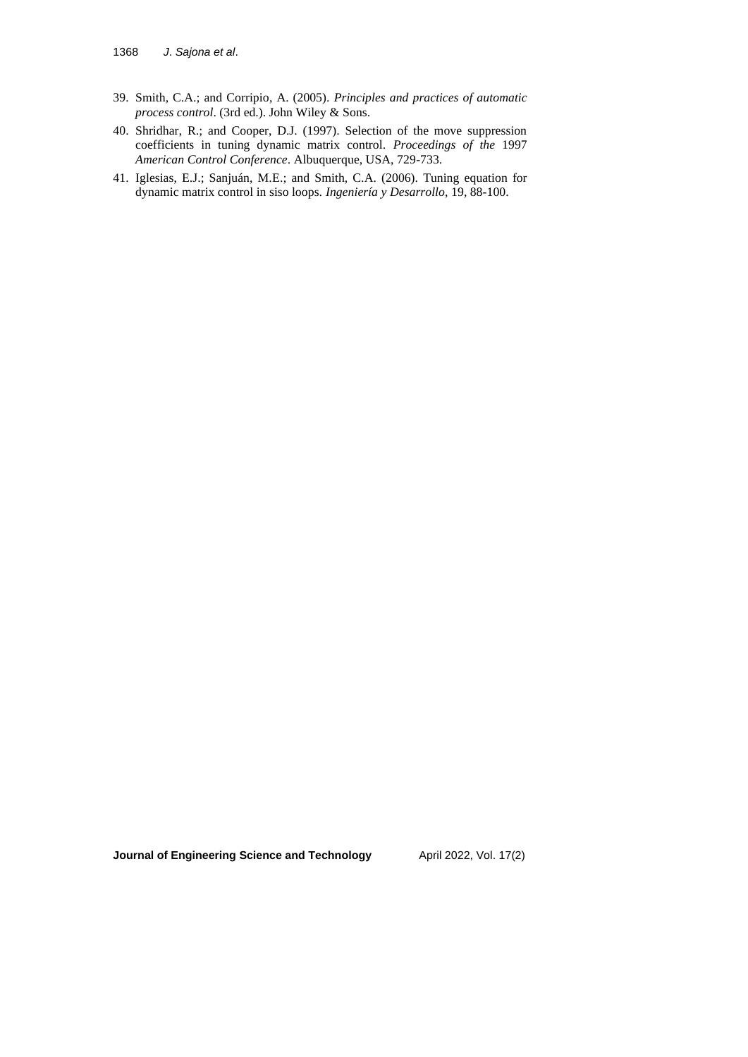39. Smith, C.A.; and Corripio, A. (2005). *Principles and practices of automatic process control*. (3rd ed.). John Wiley & Sons.
40. Shridhar, R.; and Cooper, D.J. (1997). Selection of the move suppression coefficients in tuning dynamic matrix control. *Proceedings of the* 1997 *American Control Conference*. Albuquerque, USA, 729-733.
41. Iglesias, E.J.; Sanjuán, M.E.; and Smith, C.A. (2006). Tuning equation for dynamic matrix control in siso loops. *Ingeniería y Desarrollo*, 19, 88-100.